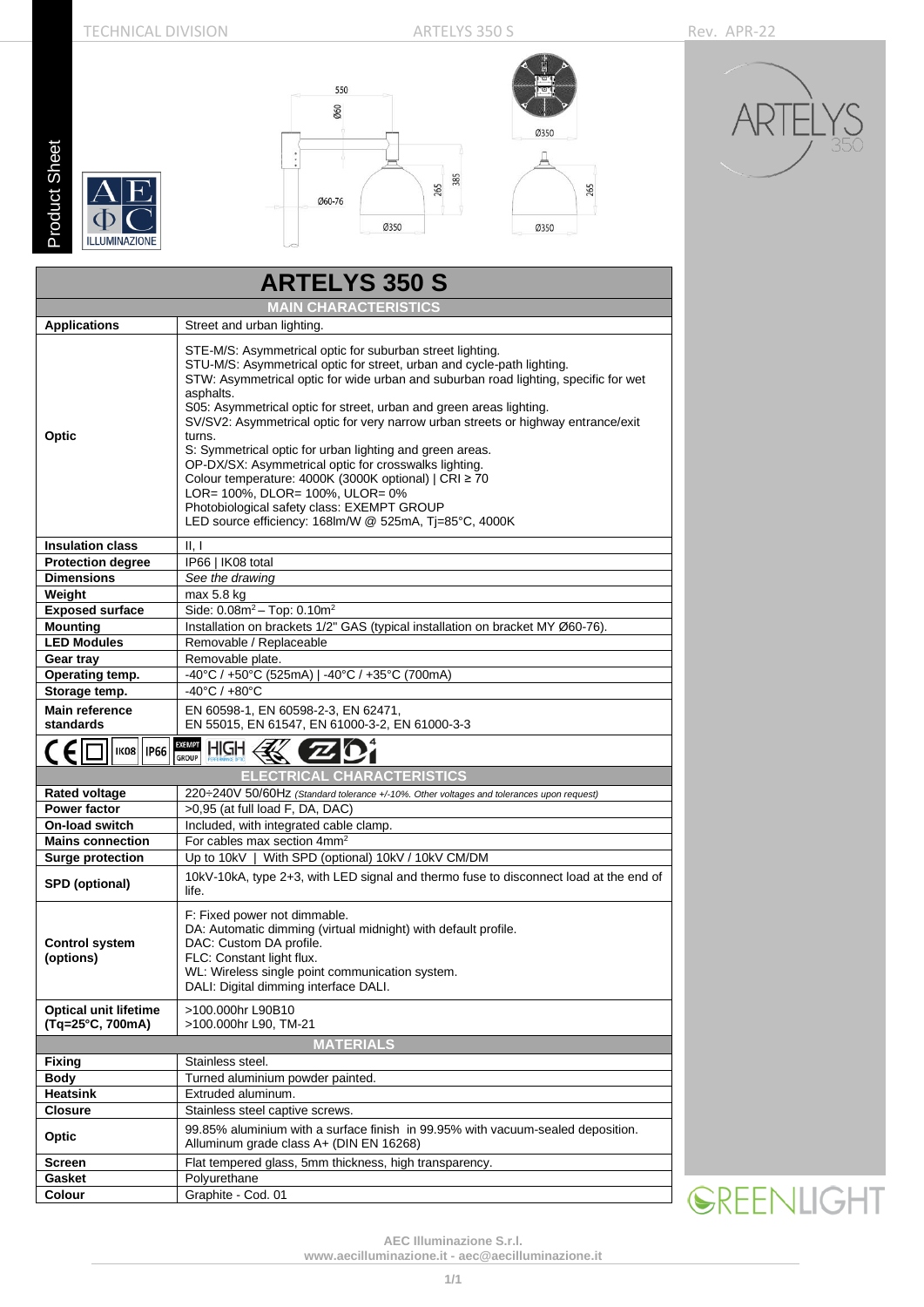# ARTELYS 350 S

## MAIN CHARACTERISTICS

| | |
|---|---|
| **Applications** | Street and urban lighting. |
| **Optic** | STE-M/S: Asymmetrical optic for suburban street lighting.<br>STU-M/S: Asymmetrical optic for street, urban and cycle-path lighting.<br>STW: Asymmetrical optic for wide urban and suburban road lighting, specific for wet asphalts.<br>S05: Asymmetrical optic for street, urban and green areas lighting.<br>SV/SV2: Asymmetrical optic for very narrow urban streets or highway entrance/exit turns.<br>S: Symmetrical optic for urban lighting and green areas.<br>OP-DX/SX: Asymmetrical optic for crosswalks lighting.<br>Colour temperature: 4000K (3000K optional) \| CRI ≥ 70<br>LOR= 100%, DLOR= 100%, ULOR= 0%<br>Photobiological safety class: EXEMPT GROUP<br>LED source efficiency: 168lm/W @ 525mA, Tj=85°C, 4000K |
| **Insulation class** | II, I |
| **Protection degree** | IP66 \| IK08 total |
| **Dimensions** | *See the drawing* |
| **Weight** | max 5.8 kg |
| **Exposed surface** | Side: 0.08m² – Top: 0.10m² |
| **Mounting** | Installation on brackets 1/2" GAS (typical installation on bracket MY Ø60-76). |
| **LED Modules** | Removable / Replaceable |
| **Gear tray** | Removable plate. |
| **Operating temp.** | -40°C / +50°C (525mA) \| -40°C / +35°C (700mA) |
| **Storage temp.** | -40°C / +80°C |
| **Main reference standards** | EN 60598-1, EN 60598-2-3, EN 62471,<br>EN 55015, EN 61547, EN 61000-3-2, EN 61000-3-3 |

## ELECTRICAL CHARACTERISTICS

| | |
|---|---|
| **Rated voltage** | 220÷240V 50/60Hz *(Standard tolerance +/-10%. Other voltages and tolerances upon request)* |
| **Power factor** | >0,95 (at full load F, DA, DAC) |
| **On-load switch** | Included, with integrated cable clamp. |
| **Mains connection** | For cables max section 4mm² |
| **Surge protection** | Up to 10kV \| With SPD (optional) 10kV / 10kV CM/DM |
| **SPD (optional)** | 10kV-10kA, type 2+3, with LED signal and thermo fuse to disconnect load at the end of life. |
| **Control system (options)** | F: Fixed power not dimmable.<br>DA: Automatic dimming (virtual midnight) with default profile.<br>DAC: Custom DA profile.<br>FLC: Constant light flux.<br>WL: Wireless single point communication system.<br>DALI: Digital dimming interface DALI. |
| **Optical unit lifetime (Tq=25°C, 700mA)** | >100.000hr L90B10<br>>100.000hr L90, TM-21 |

## MATERIALS

| | |
|---|---|
| **Fixing** | Stainless steel. |
| **Body** | Turned aluminium powder painted. |
| **Heatsink** | Extruded aluminum. |
| **Closure** | Stainless steel captive screws. |
| **Optic** | 99.85% aluminium with a surface finish in 99.95% with vacuum-sealed deposition. Alluminum grade class A+ (DIN EN 16268) |
| **Screen** | Flat tempered glass, 5mm thickness, high transparency. |
| **Gasket** | Polyurethane |
| **Colour** | Graphite - Cod. 01 |

AEC Illuminazione S.r.l.
www.aecilluminazione.it - aec@aecilluminazione.it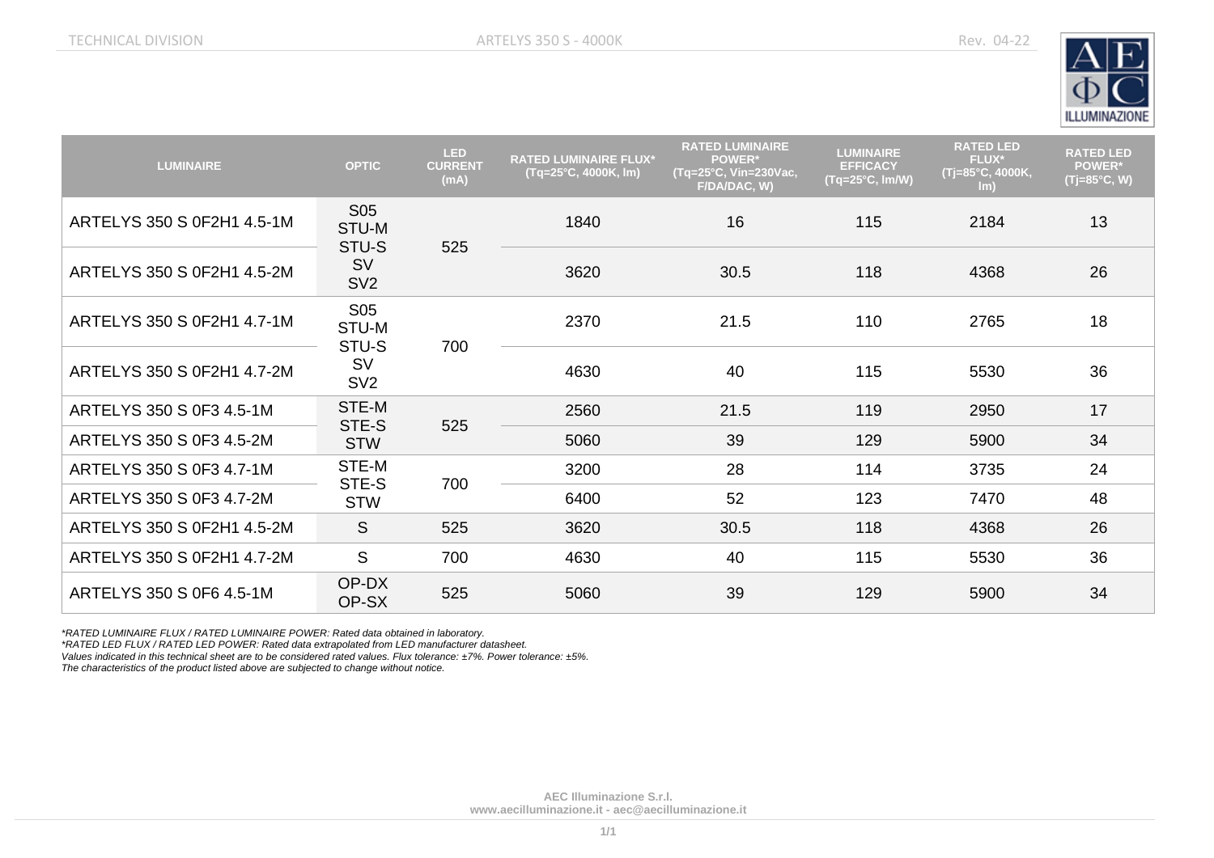| LUMINAIRE | OPTIC | LED CURRENT (mA) | RATED LUMINAIRE FLUX* (Tq=25°C, 4000K, lm) | RATED LUMINAIRE POWER* (Tq=25°C, Vin=230Vac, F/DA/DAC, W) | LUMINAIRE EFFICACY (Tq=25°C, lm/W) | RATED LED FLUX* (Tj=85°C, 4000K, lm) | RATED LED POWER* (Tj=85°C, W) |
|---|---|---|---|---|---|---|---|
| ARTELYS 350 S 0F2H1 4.5-1M | S05 STU-M STU-S SV SV2 | 525 | 1840 | 16 | 115 | 2184 | 13 |
| ARTELYS 350 S 0F2H1 4.5-2M | | | 3620 | 30.5 | 118 | 4368 | 26 |
| ARTELYS 350 S 0F2H1 4.7-1M | S05 STU-M STU-S SV SV2 | 700 | 2370 | 21.5 | 110 | 2765 | 18 |
| ARTELYS 350 S 0F2H1 4.7-2M | | | 4630 | 40 | 115 | 5530 | 36 |
| ARTELYS 350 S 0F3 4.5-1M | STE-M STE-S STW | 525 | 2560 | 21.5 | 119 | 2950 | 17 |
| ARTELYS 350 S 0F3 4.5-2M | | | 5060 | 39 | 129 | 5900 | 34 |
| ARTELYS 350 S 0F3 4.7-1M | STE-M STE-S STW | 700 | 3200 | 28 | 114 | 3735 | 24 |
| ARTELYS 350 S 0F3 4.7-2M | | | 6400 | 52 | 123 | 7470 | 48 |
| ARTELYS 350 S 0F2H1 4.5-2M | S | 525 | 3620 | 30.5 | 118 | 4368 | 26 |
| ARTELYS 350 S 0F2H1 4.7-2M | S | 700 | 4630 | 40 | 115 | 5530 | 36 |
| ARTELYS 350 S 0F6 4.5-1M | OP-DX OP-SX | 525 | 5060 | 39 | 129 | 5900 | 34 |

*\*RATED LUMINAIRE FLUX / RATED LUMINAIRE POWER: Rated data obtained in laboratory.*
*\*RATED LED FLUX / RATED LED POWER: Rated data extrapolated from LED manufacturer datasheet.*
*Values indicated in this technical sheet are to be considered rated values. Flux tolerance: ±7%. Power tolerance: ±5%.*
*The characteristics of the product listed above are subjected to change without notice.*

**AEC Illuminazione S.r.l.**
**www.aecilluminazione.it - aec@aecilluminazione.it**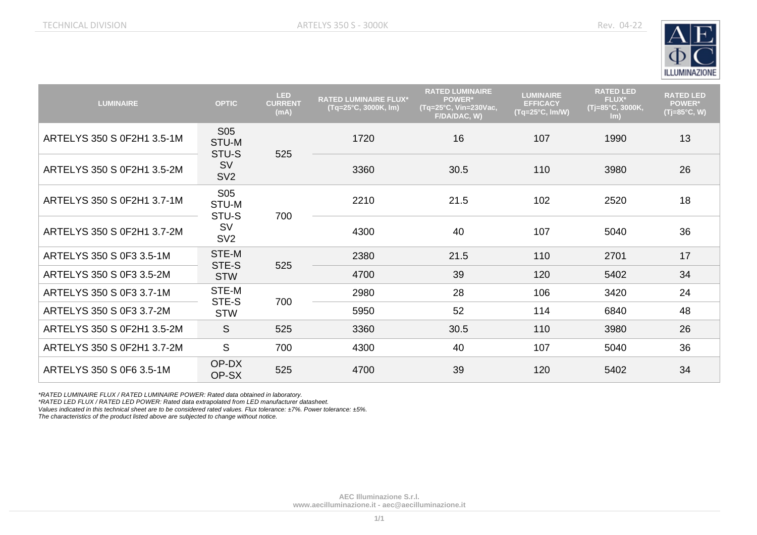| LUMINAIRE | OPTIC | LED CURRENT (mA) | RATED LUMINAIRE FLUX* (Tq=25°C, 3000K, lm) | RATED LUMINAIRE POWER* (Tq=25°C, Vin=230Vac, F/DA/DAC, W) | LUMINAIRE EFFICACY (Tq=25°C, lm/W) | RATED LED FLUX* (Tj=85°C, 3000K, lm) | RATED LED POWER* (Tj=85°C, W) |
|---|---|---|---|---|---|---|---|
| ARTELYS 350 S 0F2H1 3.5-1M | S05 STU-M STU-S SV SV2 | 525 | 1720 | 16 | 107 | 1990 | 13 |
| ARTELYS 350 S 0F2H1 3.5-2M | | | 3360 | 30.5 | 110 | 3980 | 26 |
| ARTELYS 350 S 0F2H1 3.7-1M | S05 STU-M STU-S SV SV2 | 700 | 2210 | 21.5 | 102 | 2520 | 18 |
| ARTELYS 350 S 0F2H1 3.7-2M | | | 4300 | 40 | 107 | 5040 | 36 |
| ARTELYS 350 S 0F3 3.5-1M | STE-M STE-S STW | 525 | 2380 | 21.5 | 110 | 2701 | 17 |
| ARTELYS 350 S 0F3 3.5-2M | | | 4700 | 39 | 120 | 5402 | 34 |
| ARTELYS 350 S 0F3 3.7-1M | STE-M STE-S STW | 700 | 2980 | 28 | 106 | 3420 | 24 |
| ARTELYS 350 S 0F3 3.7-2M | | | 5950 | 52 | 114 | 6840 | 48 |
| ARTELYS 350 S 0F2H1 3.5-2M | S | 525 | 3360 | 30.5 | 110 | 3980 | 26 |
| ARTELYS 350 S 0F2H1 3.7-2M | S | 700 | 4300 | 40 | 107 | 5040 | 36 |
| ARTELYS 350 S 0F6 3.5-1M | OP-DX OP-SX | 525 | 4700 | 39 | 120 | 5402 | 34 |

*\*RATED LUMINAIRE FLUX / RATED LUMINAIRE POWER: Rated data obtained in laboratory.*
*\*RATED LED FLUX / RATED LED POWER: Rated data extrapolated from LED manufacturer datasheet.*
*Values indicated in this technical sheet are to be considered rated values. Flux tolerance: ±7%. Power tolerance: ±5%.*
*The characteristics of the product listed above are subjected to change without notice.*

**AEC Illuminazione S.r.l.**
**www.aecilluminazione.it - aec@aecilluminazione.it**